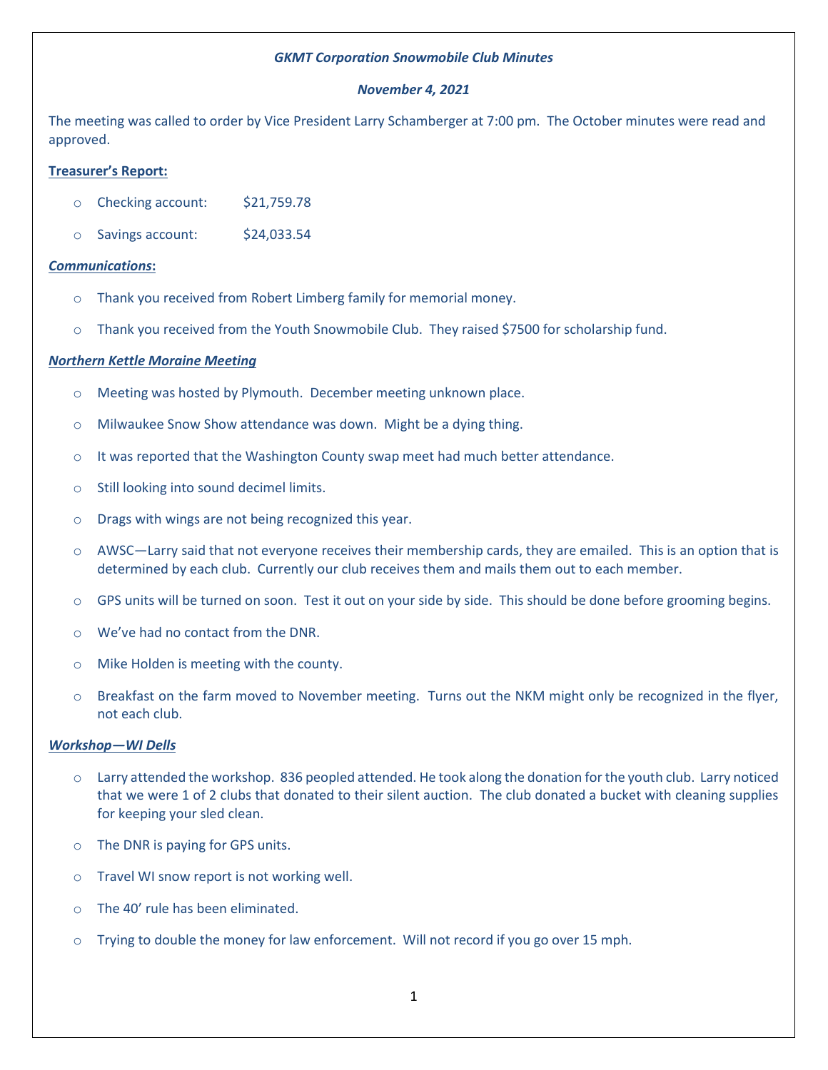***GKMT Corporation Snowmobile Club Minutes***

***November 4, 2021***

The meeting was called to order by Vice President Larry Schamberger at 7:00 pm. The October minutes were read and approved.

**Treasurer's Report:**

- Checking account: $21,759.78
- Savings account: $24,033.54

***Communications*:**

- Thank you received from Robert Limberg family for memorial money.
- Thank you received from the Youth Snowmobile Club. They raised $7500 for scholarship fund.

***Northern Kettle Moraine Meeting***

- Meeting was hosted by Plymouth. December meeting unknown place.
- Milwaukee Snow Show attendance was down. Might be a dying thing.
- It was reported that the Washington County swap meet had much better attendance.
- Still looking into sound decimel limits.
- Drags with wings are not being recognized this year.
- AWSC—Larry said that not everyone receives their membership cards, they are emailed. This is an option that is determined by each club. Currently our club receives them and mails them out to each member.
- GPS units will be turned on soon. Test it out on your side by side. This should be done before grooming begins.
- We've had no contact from the DNR.
- Mike Holden is meeting with the county.
- Breakfast on the farm moved to November meeting. Turns out the NKM might only be recognized in the flyer, not each club.

***Workshop—WI Dells***

- Larry attended the workshop. 836 peopled attended. He took along the donation for the youth club. Larry noticed that we were 1 of 2 clubs that donated to their silent auction. The club donated a bucket with cleaning supplies for keeping your sled clean.
- The DNR is paying for GPS units.
- Travel WI snow report is not working well.
- The 40' rule has been eliminated.
- Trying to double the money for law enforcement. Will not record if you go over 15 mph.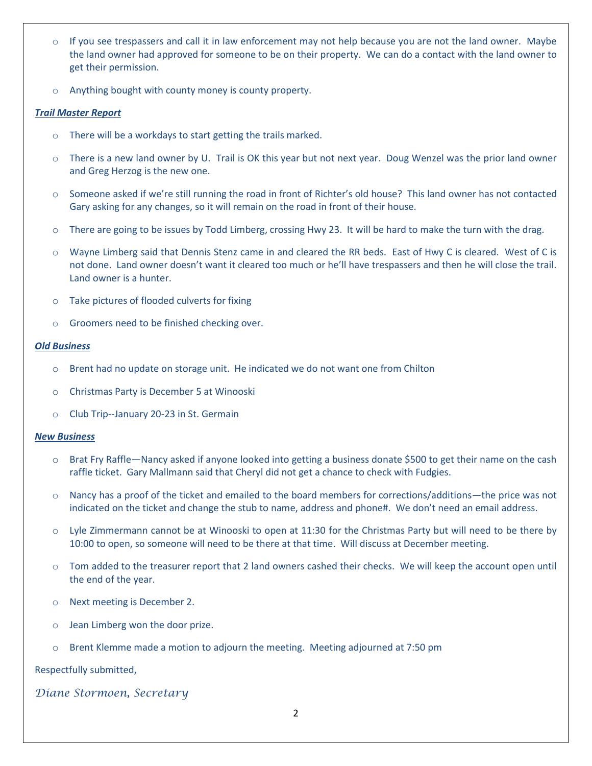- If you see trespassers and call it in law enforcement may not help because you are not the land owner. Maybe the land owner had approved for someone to be on their property. We can do a contact with the land owner to get their permission.
- Anything bought with county money is county property.

***Trail Master Report***

- There will be a workdays to start getting the trails marked.
- There is a new land owner by U. Trail is OK this year but not next year. Doug Wenzel was the prior land owner and Greg Herzog is the new one.
- Someone asked if we're still running the road in front of Richter's old house? This land owner has not contacted Gary asking for any changes, so it will remain on the road in front of their house.
- There are going to be issues by Todd Limberg, crossing Hwy 23. It will be hard to make the turn with the drag.
- Wayne Limberg said that Dennis Stenz came in and cleared the RR beds. East of Hwy C is cleared. West of C is not done. Land owner doesn't want it cleared too much or he'll have trespassers and then he will close the trail. Land owner is a hunter.
- Take pictures of flooded culverts for fixing
- Groomers need to be finished checking over.

***Old Business***

- Brent had no update on storage unit. He indicated we do not want one from Chilton
- Christmas Party is December 5 at Winooski
- Club Trip--January 20-23 in St. Germain

***New Business***

- Brat Fry Raffle—Nancy asked if anyone looked into getting a business donate $500 to get their name on the cash raffle ticket. Gary Mallmann said that Cheryl did not get a chance to check with Fudgies.
- Nancy has a proof of the ticket and emailed to the board members for corrections/additions—the price was not indicated on the ticket and change the stub to name, address and phone#. We don't need an email address.
- Lyle Zimmermann cannot be at Winooski to open at 11:30 for the Christmas Party but will need to be there by 10:00 to open, so someone will need to be there at that time. Will discuss at December meeting.
- Tom added to the treasurer report that 2 land owners cashed their checks. We will keep the account open until the end of the year.
- Next meeting is December 2.
- Jean Limberg won the door prize.
- Brent Klemme made a motion to adjourn the meeting. Meeting adjourned at 7:50 pm

Respectfully submitted,

*Diane Stormoen, Secretary*